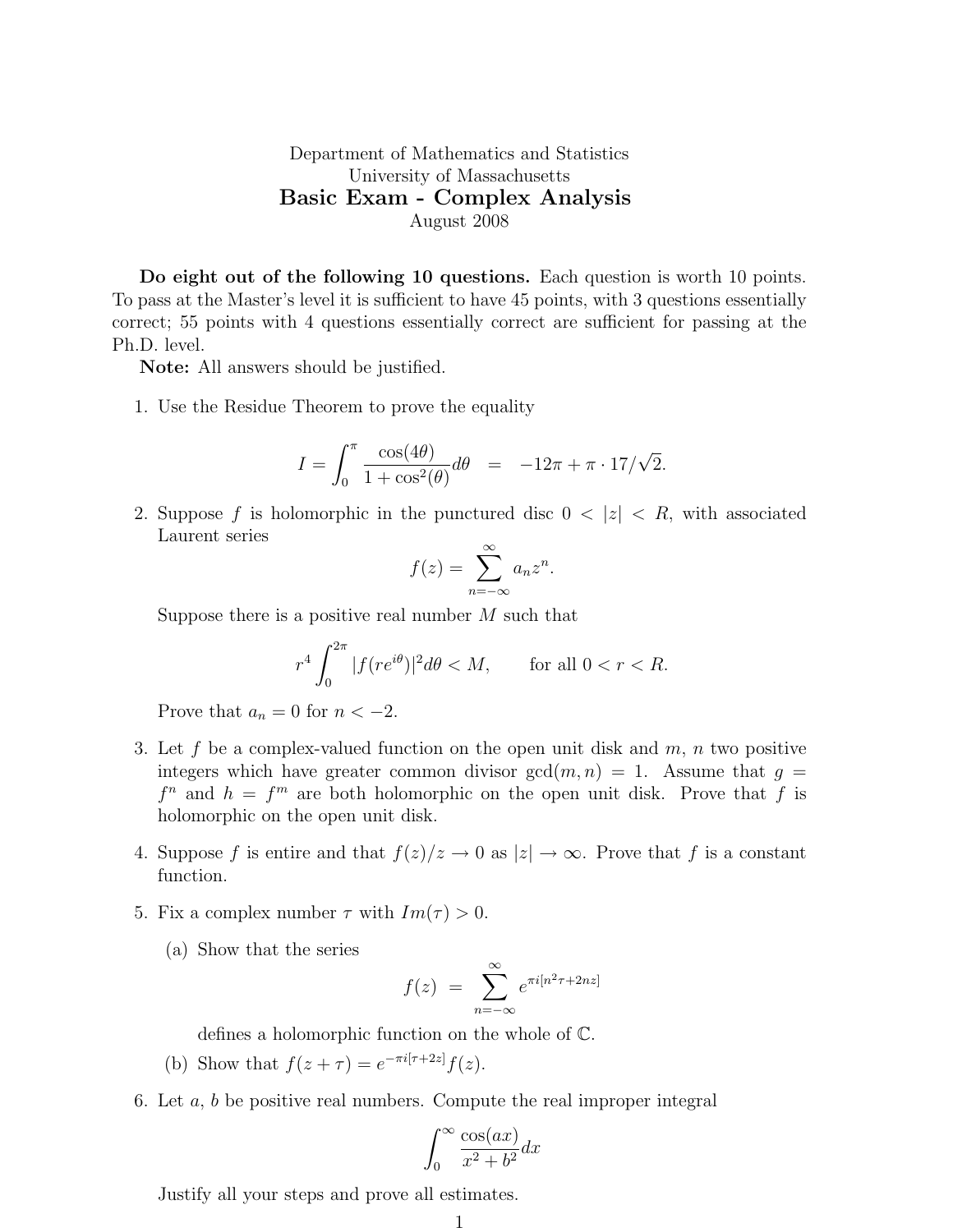Department of Mathematics and Statistics
University of Massachusetts

# Basic Exam - Complex Analysis

August 2008

**Do eight out of the following 10 questions.** Each question is worth 10 points. To pass at the Master's level it is sufficient to have 45 points, with 3 questions essentially correct; 55 points with 4 questions essentially correct are sufficient for passing at the Ph.D. level.

**Note:** All answers should be justified.

1. Use the Residue Theorem to prove the equality

$$I = \int_0^\pi \frac{\cos(4\theta)}{1+\cos^2(\theta)} d\theta \quad = \quad -12\pi + \pi \cdot 17/\sqrt{2}.$$

2. Suppose $f$ is holomorphic in the punctured disc $0 < |z| < R$, with associated Laurent series

$$f(z) = \sum_{n=-\infty}^{\infty} a_n z^n.$$

Suppose there is a positive real number $M$ such that

$$r^4 \int_0^{2\pi} |f(re^{i\theta})|^2 d\theta < M, \qquad \text{for all } 0 < r < R.$$

Prove that $a_n = 0$ for $n < -2$.

3. Let $f$ be a complex-valued function on the open unit disk and $m$, $n$ two positive integers which have greater common divisor $\gcd(m,n) = 1$. Assume that $g = f^n$ and $h = f^m$ are both holomorphic on the open unit disk. Prove that $f$ is holomorphic on the open unit disk.

4. Suppose $f$ is entire and that $f(z)/z \to 0$ as $|z| \to \infty$. Prove that $f$ is a constant function.

5. Fix a complex number $\tau$ with $Im(\tau) > 0$.

   (a) Show that the series

$$f(z) \;=\; \sum_{n=-\infty}^{\infty} e^{\pi i [n^2\tau + 2nz]}$$

   defines a holomorphic function on the whole of $\mathbb{C}$.

   (b) Show that $f(z+\tau) = e^{-\pi i [\tau + 2z]} f(z)$.

6. Let $a$, $b$ be positive real numbers. Compute the real improper integral

$$\int_0^\infty \frac{\cos(ax)}{x^2+b^2} dx$$

Justify all your steps and prove all estimates.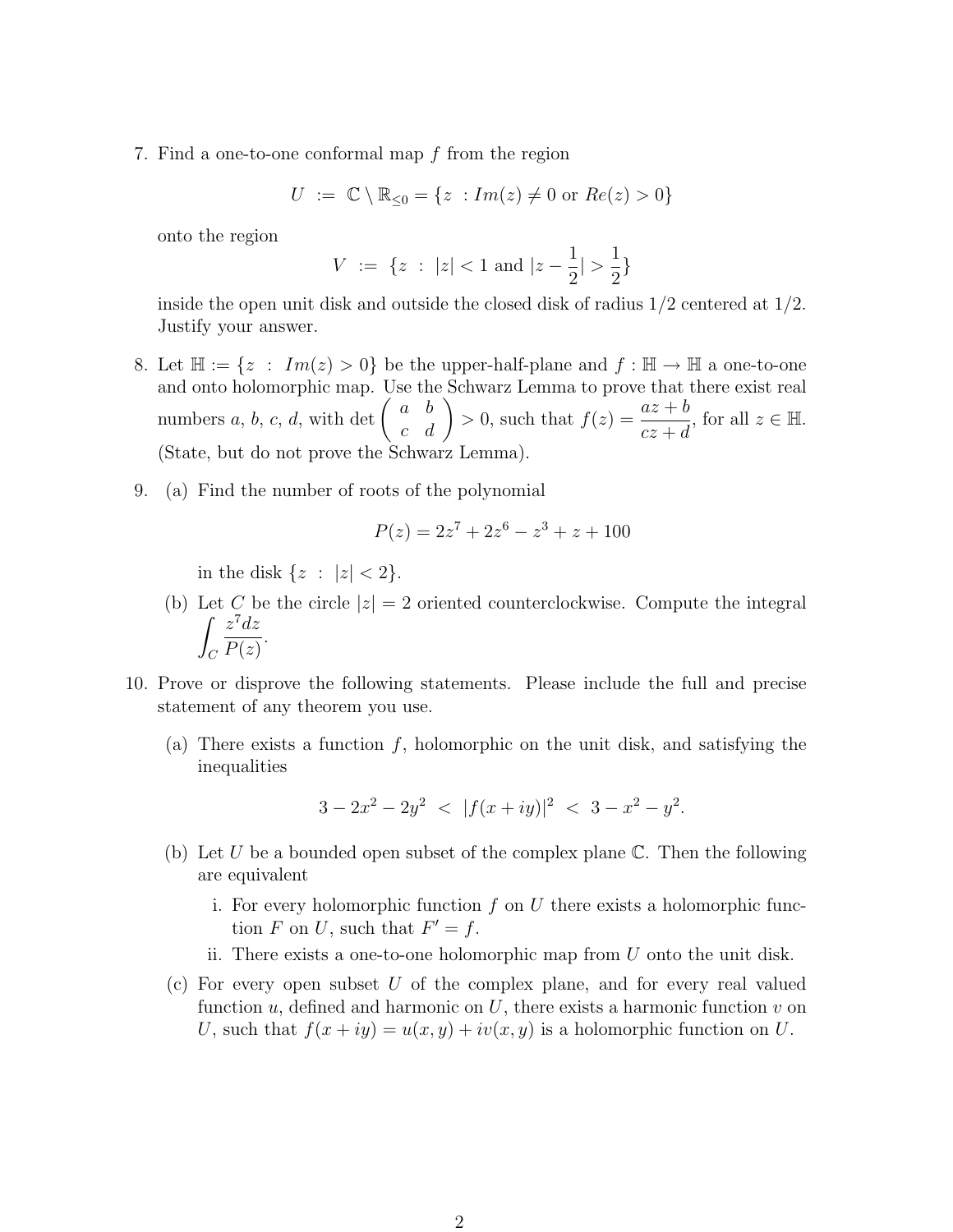7. Find a one-to-one conformal map $f$ from the region

$$U := \mathbb{C} \setminus \mathbb{R}_{\leq 0} = \{z \ : Im(z) \neq 0 \text{ or } Re(z) > 0\}$$

onto the region

$$V := \{z \ : \ |z| < 1 \text{ and } |z - \frac{1}{2}| > \frac{1}{2}\}$$

inside the open unit disk and outside the closed disk of radius 1/2 centered at 1/2. Justify your answer.

8. Let $\mathbb{H} := \{z \ : \ Im(z) > 0\}$ be the upper-half-plane and $f : \mathbb{H} \to \mathbb{H}$ a one-to-one and onto holomorphic map. Use the Schwarz Lemma to prove that there exist real numbers $a$, $b$, $c$, $d$, with $\det \begin{pmatrix} a & b \\ c & d \end{pmatrix} > 0$, such that $f(z) = \dfrac{az + b}{cz + d}$, for all $z \in \mathbb{H}$. (State, but do not prove the Schwarz Lemma).

9. (a) Find the number of roots of the polynomial

$$P(z) = 2z^7 + 2z^6 - z^3 + z + 100$$

in the disk $\{z \ : \ |z| < 2\}$.

(b) Let $C$ be the circle $|z| = 2$ oriented counterclockwise. Compute the integral $\displaystyle\int_C \frac{z^7 dz}{P(z)}$.

10. Prove or disprove the following statements. Please include the full and precise statement of any theorem you use.

(a) There exists a function $f$, holomorphic on the unit disk, and satisfying the inequalities

$$3 - 2x^2 - 2y^2 \ < \ |f(x + iy)|^2 \ < \ 3 - x^2 - y^2.$$

(b) Let $U$ be a bounded open subset of the complex plane $\mathbb{C}$. Then the following are equivalent

i. For every holomorphic function $f$ on $U$ there exists a holomorphic function $F$ on $U$, such that $F' = f$.

ii. There exists a one-to-one holomorphic map from $U$ onto the unit disk.

(c) For every open subset $U$ of the complex plane, and for every real valued function $u$, defined and harmonic on $U$, there exists a harmonic function $v$ on $U$, such that $f(x + iy) = u(x, y) + iv(x, y)$ is a holomorphic function on $U$.